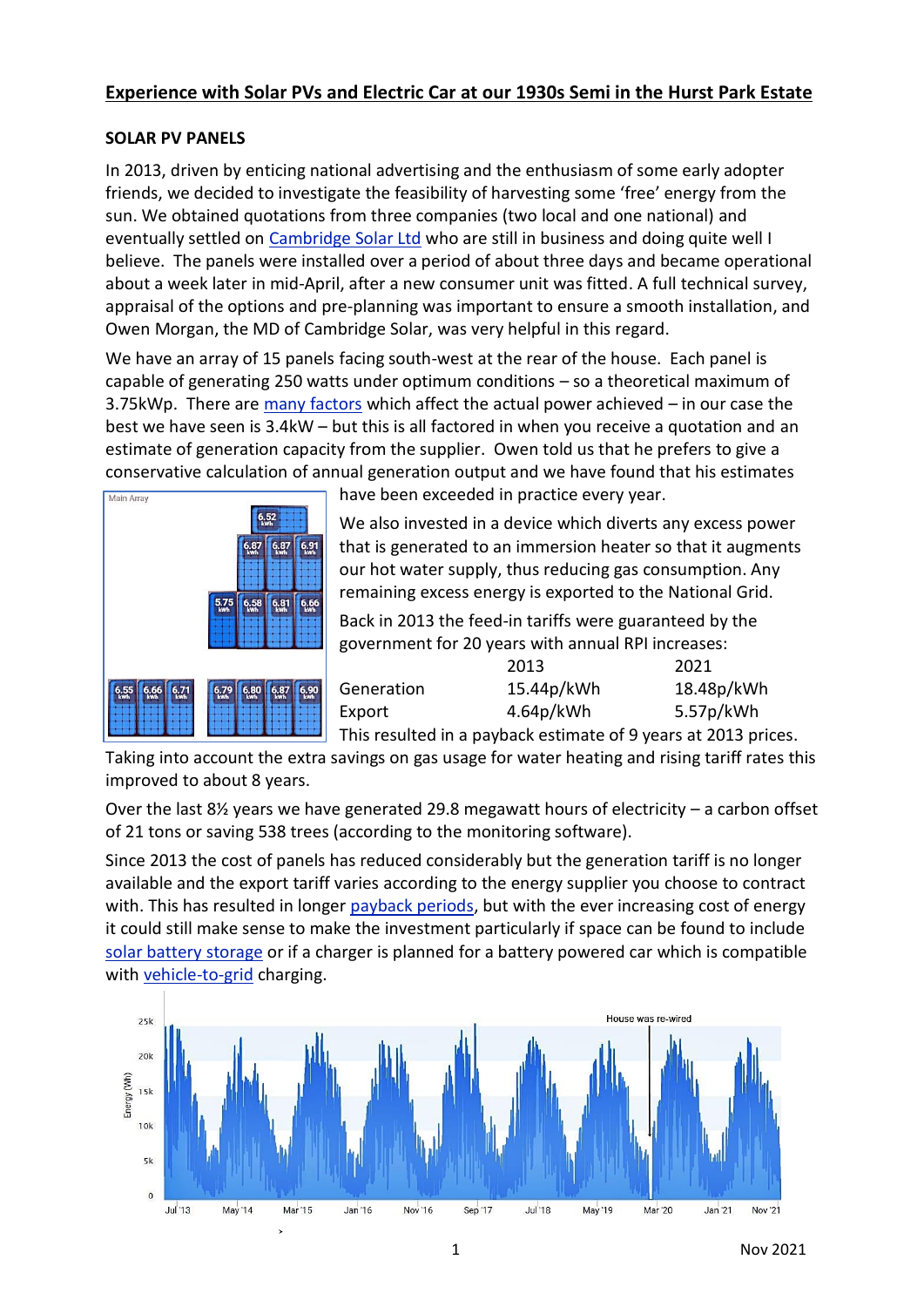# Experience with Solar PVs and Electric Car at our 1930s Semi in the Hurst Park Estate

## SOLAR PV PANELS

In 2013, driven by enticing national advertising and the enthusiasm of some early adopter friends, we decided to investigate the feasibility of harvesting some 'free' energy from the sun. We obtained quotations from three companies (two local and one national) and eventually settled on Cambridge Solar Ltd who are still in business and doing quite well I believe. The panels were installed over a period of about three days and became operational about a week later in mid-April, after a new consumer unit was fitted. A full technical survey, appraisal of the options and pre-planning was important to ensure a smooth installation, and Owen Morgan, the MD of Cambridge Solar, was very helpful in this regard.

We have an array of 15 panels facing south-west at the rear of the house. Each panel is capable of generating 250 watts under optimum conditions – so a theoretical maximum of 3.75kWp. There are many factors which affect the actual power achieved – in our case the best we have seen is 3.4kW – but this is all factored in when you receive a quotation and an estimate of generation capacity from the supplier. Owen told us that he prefers to give a conservative calculation of annual generation output and we have found that his estimates have been exceeded in practice every year.

We also invested in a device which diverts any excess power that is generated to an immersion heater so that it augments our hot water supply, thus reducing gas consumption. Any remaining excess energy is exported to the National Grid.

Back in 2013 the feed-in tariffs were guaranteed by the government for 20 years with annual RPI increases:

| | 2013 | 2021 |
|---|---|---|
| Generation | 15.44p/kWh | 18.48p/kWh |
| Export | 4.64p/kWh | 5.57p/kWh |

This resulted in a payback estimate of 9 years at 2013 prices. Taking into account the extra savings on gas usage for water heating and rising tariff rates this improved to about 8 years.

Over the last 8½ years we have generated 29.8 megawatt hours of electricity – a carbon offset of 21 tons or saving 538 trees (according to the monitoring software).

Since 2013 the cost of panels has reduced considerably but the generation tariff is no longer available and the export tariff varies according to the energy supplier you choose to contract with. This has resulted in longer payback periods, but with the ever increasing cost of energy it could still make sense to make the investment particularly if space can be found to include solar battery storage or if a charger is planned for a battery powered car which is compatible with vehicle-to-grid charging.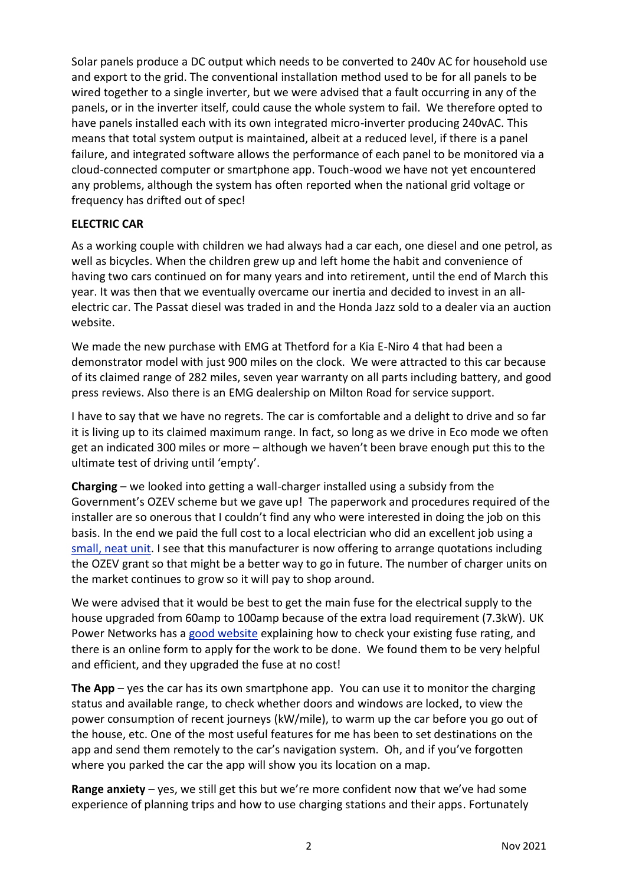Solar panels produce a DC output which needs to be converted to 240v AC for household use and export to the grid. The conventional installation method used to be for all panels to be wired together to a single inverter, but we were advised that a fault occurring in any of the panels, or in the inverter itself, could cause the whole system to fail. We therefore opted to have panels installed each with its own integrated micro-inverter producing 240vAC. This means that total system output is maintained, albeit at a reduced level, if there is a panel failure, and integrated software allows the performance of each panel to be monitored via a cloud-connected computer or smartphone app. Touch-wood we have not yet encountered any problems, although the system has often reported when the national grid voltage or frequency has drifted out of spec!

**ELECTRIC CAR**

As a working couple with children we had always had a car each, one diesel and one petrol, as well as bicycles. When the children grew up and left home the habit and convenience of having two cars continued on for many years and into retirement, until the end of March this year. It was then that we eventually overcame our inertia and decided to invest in an all-electric car. The Passat diesel was traded in and the Honda Jazz sold to a dealer via an auction website.

We made the new purchase with EMG at Thetford for a Kia E-Niro 4 that had been a demonstrator model with just 900 miles on the clock. We were attracted to this car because of its claimed range of 282 miles, seven year warranty on all parts including battery, and good press reviews. Also there is an EMG dealership on Milton Road for service support.

I have to say that we have no regrets. The car is comfortable and a delight to drive and so far it is living up to its claimed maximum range. In fact, so long as we drive in Eco mode we often get an indicated 300 miles or more – although we haven't been brave enough put this to the ultimate test of driving until 'empty'.

**Charging** – we looked into getting a wall-charger installed using a subsidy from the Government's OZEV scheme but we gave up! The paperwork and procedures required of the installer are so onerous that I couldn't find any who were interested in doing the job on this basis. In the end we paid the full cost to a local electrician who did an excellent job using a small, neat unit. I see that this manufacturer is now offering to arrange quotations including the OZEV grant so that might be a better way to go in future. The number of charger units on the market continues to grow so it will pay to shop around.

We were advised that it would be best to get the main fuse for the electrical supply to the house upgraded from 60amp to 100amp because of the extra load requirement (7.3kW). UK Power Networks has a good website explaining how to check your existing fuse rating, and there is an online form to apply for the work to be done. We found them to be very helpful and efficient, and they upgraded the fuse at no cost!

**The App** – yes the car has its own smartphone app. You can use it to monitor the charging status and available range, to check whether doors and windows are locked, to view the power consumption of recent journeys (kW/mile), to warm up the car before you go out of the house, etc. One of the most useful features for me has been to set destinations on the app and send them remotely to the car's navigation system. Oh, and if you've forgotten where you parked the car the app will show you its location on a map.

**Range anxiety** – yes, we still get this but we're more confident now that we've had some experience of planning trips and how to use charging stations and their apps. Fortunately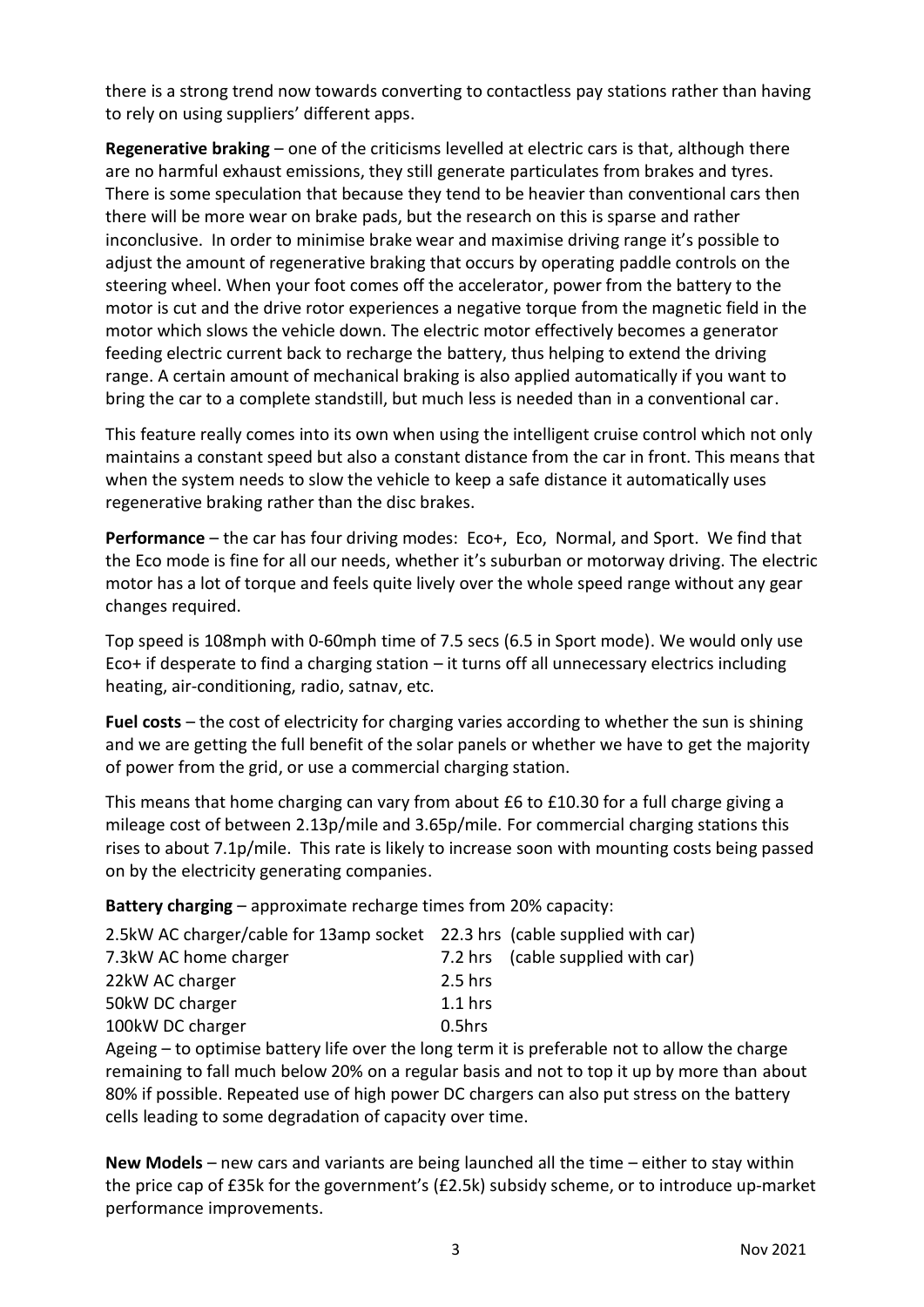there is a strong trend now towards converting to contactless pay stations rather than having to rely on using suppliers' different apps.

**Regenerative braking** – one of the criticisms levelled at electric cars is that, although there are no harmful exhaust emissions, they still generate particulates from brakes and tyres. There is some speculation that because they tend to be heavier than conventional cars then there will be more wear on brake pads, but the research on this is sparse and rather inconclusive. In order to minimise brake wear and maximise driving range it's possible to adjust the amount of regenerative braking that occurs by operating paddle controls on the steering wheel. When your foot comes off the accelerator, power from the battery to the motor is cut and the drive rotor experiences a negative torque from the magnetic field in the motor which slows the vehicle down. The electric motor effectively becomes a generator feeding electric current back to recharge the battery, thus helping to extend the driving range. A certain amount of mechanical braking is also applied automatically if you want to bring the car to a complete standstill, but much less is needed than in a conventional car.

This feature really comes into its own when using the intelligent cruise control which not only maintains a constant speed but also a constant distance from the car in front. This means that when the system needs to slow the vehicle to keep a safe distance it automatically uses regenerative braking rather than the disc brakes.

**Performance** – the car has four driving modes: Eco+, Eco, Normal, and Sport. We find that the Eco mode is fine for all our needs, whether it's suburban or motorway driving. The electric motor has a lot of torque and feels quite lively over the whole speed range without any gear changes required.

Top speed is 108mph with 0-60mph time of 7.5 secs (6.5 in Sport mode). We would only use Eco+ if desperate to find a charging station – it turns off all unnecessary electrics including heating, air-conditioning, radio, satnav, etc.

**Fuel costs** – the cost of electricity for charging varies according to whether the sun is shining and we are getting the full benefit of the solar panels or whether we have to get the majority of power from the grid, or use a commercial charging station.

This means that home charging can vary from about £6 to £10.30 for a full charge giving a mileage cost of between 2.13p/mile and 3.65p/mile. For commercial charging stations this rises to about 7.1p/mile. This rate is likely to increase soon with mounting costs being passed on by the electricity generating companies.

**Battery charging** – approximate recharge times from 20% capacity:

| | | |
|---|---|---|
| 2.5kW AC charger/cable for 13amp socket | 22.3 hrs | (cable supplied with car) |
| 7.3kW AC home charger | 7.2 hrs | (cable supplied with car) |
| 22kW AC charger | 2.5 hrs | |
| 50kW DC charger | 1.1 hrs | |
| 100kW DC charger | 0.5hrs | |

Ageing – to optimise battery life over the long term it is preferable not to allow the charge remaining to fall much below 20% on a regular basis and not to top it up by more than about 80% if possible. Repeated use of high power DC chargers can also put stress on the battery cells leading to some degradation of capacity over time.

**New Models** – new cars and variants are being launched all the time – either to stay within the price cap of £35k for the government's (£2.5k) subsidy scheme, or to introduce up-market performance improvements.